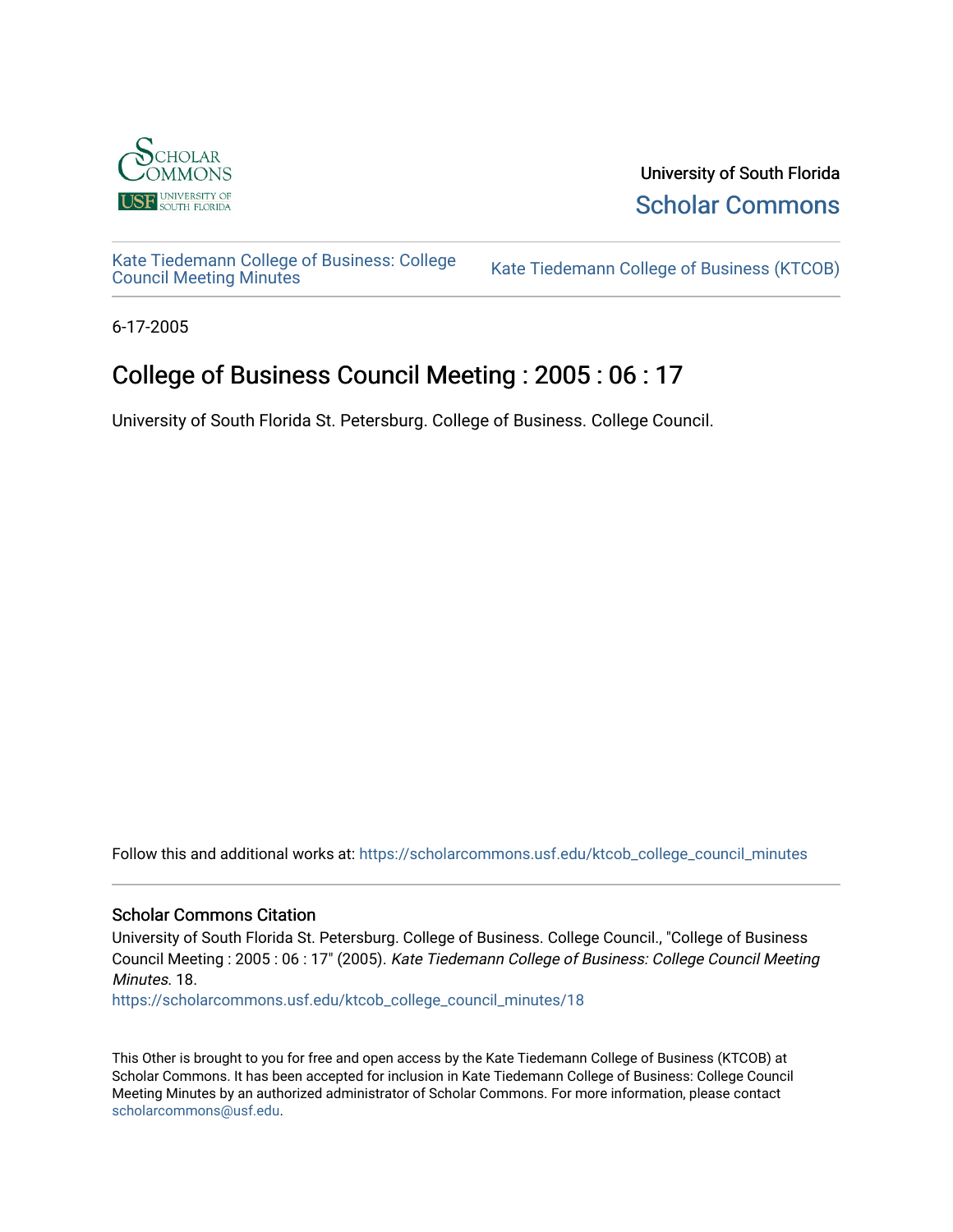University of South Florida

Scholar Commons

Kate Tiedemann College of Business: College Council Meeting Minutes

Kate Tiedemann College of Business (KTCOB)

6-17-2005

# College of Business Council Meeting : 2005 : 06 : 17

University of South Florida St. Petersburg. College of Business. College Council.

Follow this and additional works at: https://scholarcommons.usf.edu/ktcob_college_council_minutes

### Scholar Commons Citation

University of South Florida St. Petersburg. College of Business. College Council., "College of Business Council Meeting : 2005 : 06 : 17" (2005). *Kate Tiedemann College of Business: College Council Meeting Minutes*. 18.
https://scholarcommons.usf.edu/ktcob_college_council_minutes/18

This Other is brought to you for free and open access by the Kate Tiedemann College of Business (KTCOB) at Scholar Commons. It has been accepted for inclusion in Kate Tiedemann College of Business: College Council Meeting Minutes by an authorized administrator of Scholar Commons. For more information, please contact scholarcommons@usf.edu.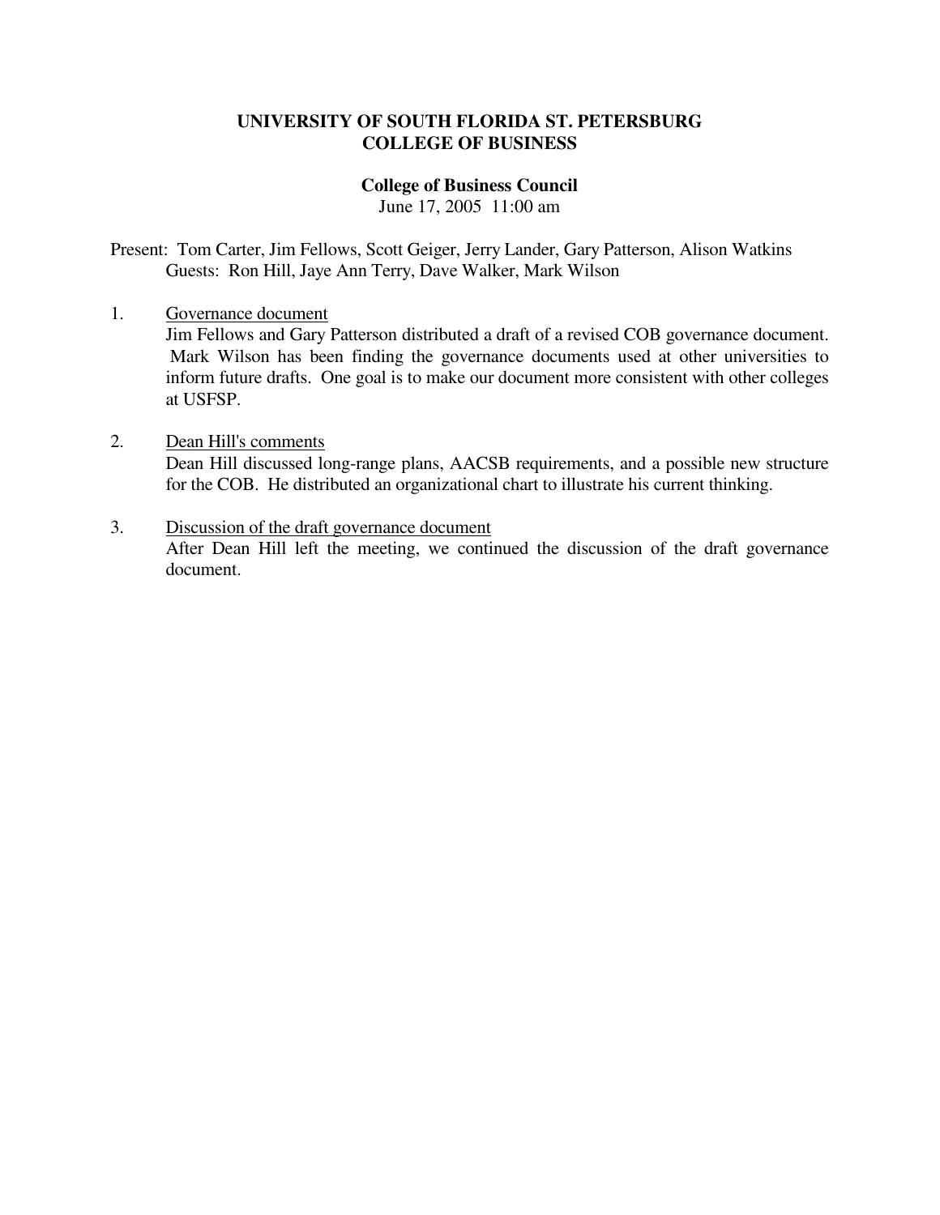**UNIVERSITY OF SOUTH FLORIDA ST. PETERSBURG**
**COLLEGE OF BUSINESS**

**College of Business Council**
June 17, 2005 11:00 am

Present: Tom Carter, Jim Fellows, Scott Geiger, Jerry Lander, Gary Patterson, Alison Watkins
Guests: Ron Hill, Jaye Ann Terry, Dave Walker, Mark Wilson

1. <u>Governance document</u>
   Jim Fellows and Gary Patterson distributed a draft of a revised COB governance document. Mark Wilson has been finding the governance documents used at other universities to inform future drafts. One goal is to make our document more consistent with other colleges at USFSP.

2. <u>Dean Hill's comments</u>
   Dean Hill discussed long-range plans, AACSB requirements, and a possible new structure for the COB. He distributed an organizational chart to illustrate his current thinking.

3. <u>Discussion of the draft governance document</u>
   After Dean Hill left the meeting, we continued the discussion of the draft governance document.